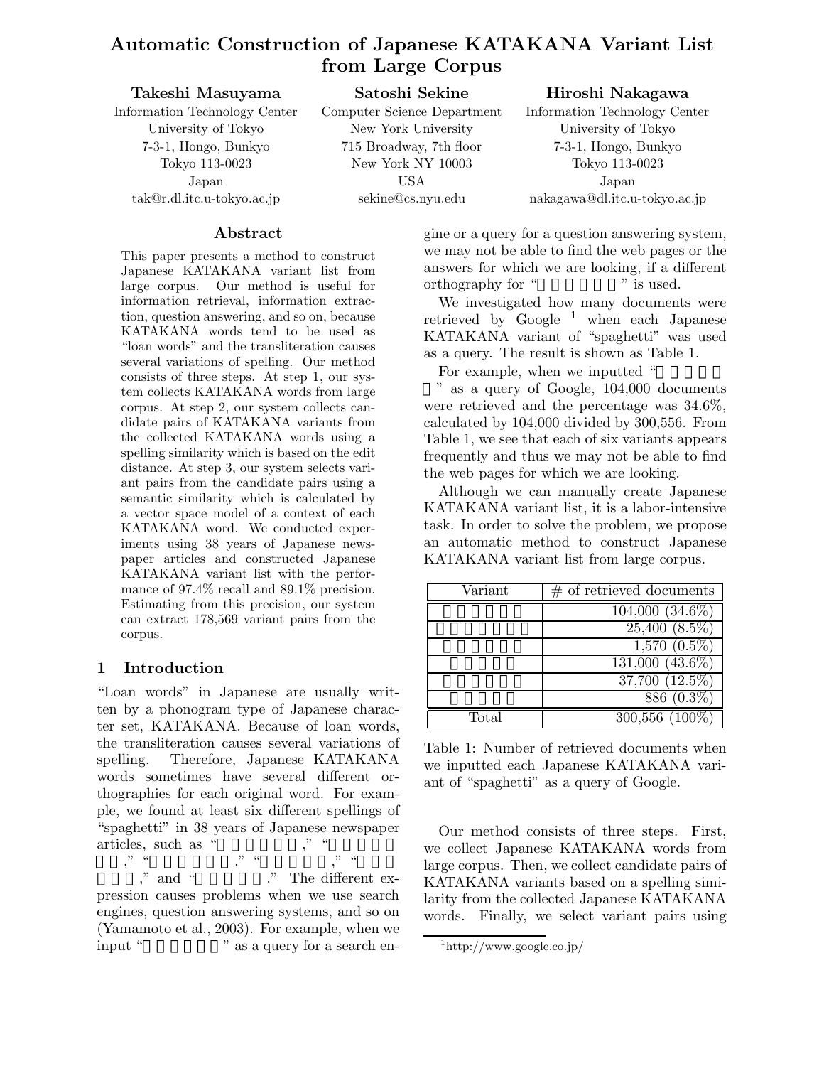# Automatic Construction of Japanese KATAKANA Variant List from Large Corpus

**Takeshi Masuyama**
Information Technology Center
University of Tokyo
7-3-1, Hongo, Bunkyo
Tokyo 113-0023
Japan
tak@r.dl.itc.u-tokyo.ac.jp

**Satoshi Sekine**
Computer Science Department
New York University
715 Broadway, 7th floor
New York NY 10003
USA
sekine@cs.nyu.edu

**Hiroshi Nakagawa**
Information Technology Center
University of Tokyo
7-3-1, Hongo, Bunkyo
Tokyo 113-0023
Japan
nakagawa@dl.itc.u-tokyo.ac.jp

## Abstract

This paper presents a method to construct Japanese KATAKANA variant list from large corpus. Our method is useful for information retrieval, information extraction, question answering, and so on, because KATAKANA words tend to be used as "loan words" and the transliteration causes several variations of spelling. Our method consists of three steps. At step 1, our system collects KATAKANA words from large corpus. At step 2, our system collects candidate pairs of KATAKANA variants from the collected KATAKANA words using a spelling similarity which is based on the edit distance. At step 3, our system selects variant pairs from the candidate pairs using a semantic similarity which is calculated by a vector space model of a context of each KATAKANA word. We conducted experiments using 38 years of Japanese newspaper articles and constructed Japanese KATAKANA variant list with the performance of 97.4% recall and 89.1% precision. Estimating from this precision, our system can extract 178,569 variant pairs from the corpus.

## 1 Introduction

"Loan words" in Japanese are usually written by a phonogram type of Japanese character set, KATAKANA. Because of loan words, the transliteration causes several variations of spelling. Therefore, Japanese KATAKANA words sometimes have several different orthographies for each original word. For example, we found at least six different spellings of "spaghetti" in 38 years of Japanese newspaper articles, such as " ," " ," " ," " ," " ," and " ." The different expression causes problems when we use search engines, question answering systems, and so on (Yamamoto et al., 2003). For example, when we input " " as a query for a search engine or a query for a question answering system, we may not be able to find the web pages or the answers for which we are looking, if a different orthography for " " is used.

We investigated how many documents were retrieved by Google [1] when each Japanese KATAKANA variant of "spaghetti" was used as a query. The result is shown as Table 1.

For example, when we inputted " " as a query of Google, 104,000 documents were retrieved and the percentage was 34.6%, calculated by 104,000 divided by 300,556. From Table 1, we see that each of six variants appears frequently and thus we may not be able to find the web pages for which we are looking.

Although we can manually create Japanese KATAKANA variant list, it is a labor-intensive task. In order to solve the problem, we propose an automatic method to construct Japanese KATAKANA variant list from large corpus.

| Variant | # of retrieved documents |
|---|---|
| | 104,000 (34.6%) |
| | 25,400 (8.5%) |
| | 1,570 (0.5%) |
| | 131,000 (43.6%) |
| | 37,700 (12.5%) |
| | 886 (0.3%) |
| Total | 300,556 (100%) |

Table 1: Number of retrieved documents when we inputted each Japanese KATAKANA variant of "spaghetti" as a query of Google.

Our method consists of three steps. First, we collect Japanese KATAKANA words from large corpus. Then, we collect candidate pairs of KATAKANA variants based on a spelling similarity from the collected Japanese KATAKANA words. Finally, we select variant pairs using

[1] http://www.google.co.jp/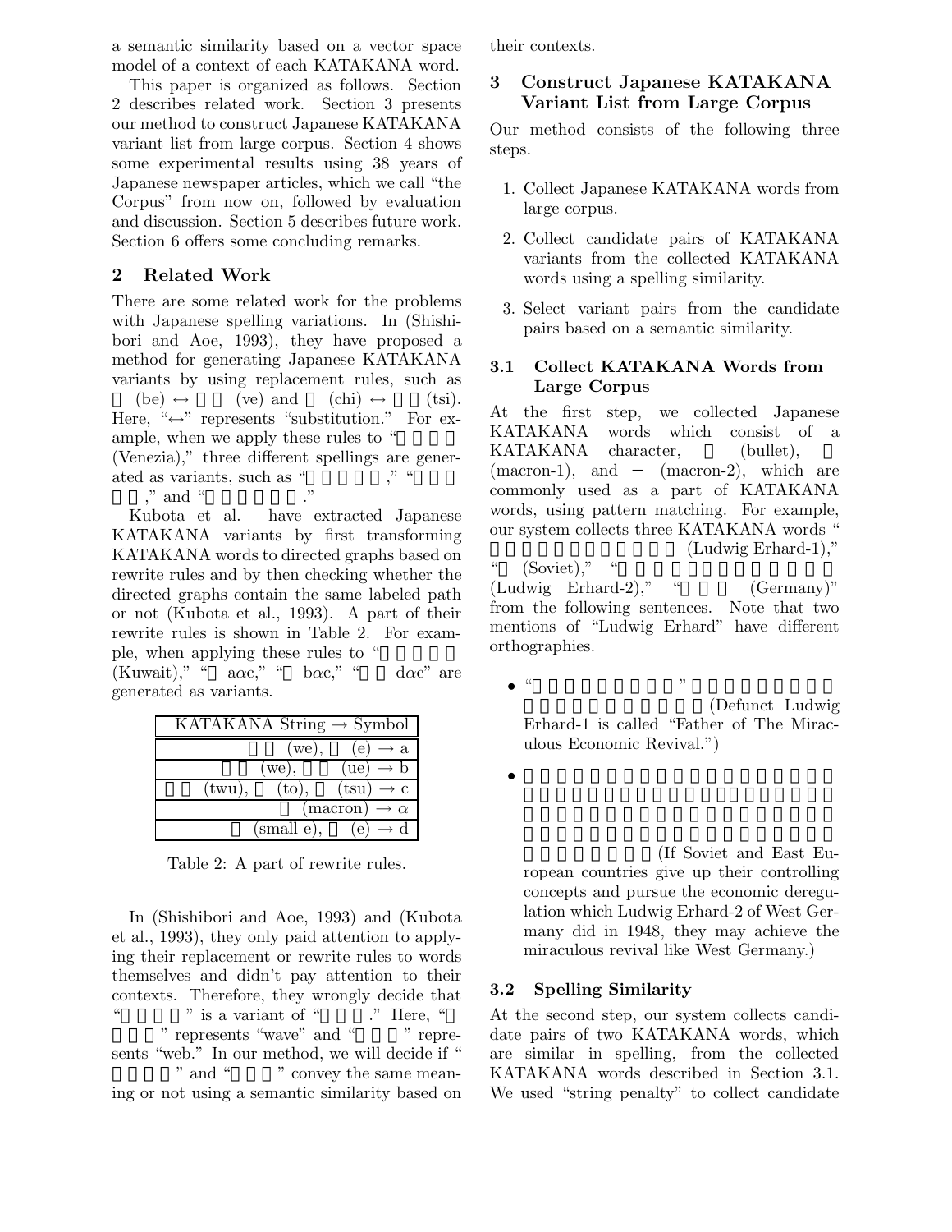a semantic similarity based on a vector space model of a context of each KATAKANA word.

This paper is organized as follows. Section 2 describes related work. Section 3 presents our method to construct Japanese KATAKANA variant list from large corpus. Section 4 shows some experimental results using 38 years of Japanese newspaper articles, which we call "the Corpus" from now on, followed by evaluation and discussion. Section 5 describes future work. Section 6 offers some concluding remarks.

## 2 Related Work

There are some related work for the problems with Japanese spelling variations. In (Shishibori and Aoe, 1993), they have proposed a method for generating Japanese KATAKANA variants by using replacement rules, such as (be) $\leftrightarrow$ (ve) and (chi) $\leftrightarrow$ (tsi). Here, "$\leftrightarrow$" represents "substitution." For example, when we apply these rules to " (Venezia)," three different spellings are generated as variants, such as " ," " ," and " ."

Kubota et al. have extracted Japanese KATAKANA variants by first transforming KATAKANA words to directed graphs based on rewrite rules and by then checking whether the directed graphs contain the same labeled path or not (Kubota et al., 1993). A part of their rewrite rules is shown in Table 2. For example, when applying these rules to " (Kuwait)," " a$\alpha$c," " b$\alpha$c," " d$\alpha$c" are generated as variants.

| KATAKANA String $\rightarrow$ Symbol |
|---|
| (we), (e) $\rightarrow$ a |
| (we), (ue) $\rightarrow$ b |
| (twu), (to), (tsu) $\rightarrow$ c |
| (macron) $\rightarrow$ $\alpha$ |
| (small e), (e) $\rightarrow$ d |

Table 2: A part of rewrite rules.

In (Shishibori and Aoe, 1993) and (Kubota et al., 1993), they only paid attention to applying their replacement or rewrite rules to words themselves and didn't pay attention to their contexts. Therefore, they wrongly decide that " " is a variant of " ." Here, " " represents "wave" and " " represents "web." In our method, we will decide if " " and " " convey the same meaning or not using a semantic similarity based on their contexts.

## 3 Construct Japanese KATAKANA Variant List from Large Corpus

Our method consists of the following three steps.

1. Collect Japanese KATAKANA words from large corpus.
2. Collect candidate pairs of KATAKANA variants from the collected KATAKANA words using a spelling similarity.
3. Select variant pairs from the candidate pairs based on a semantic similarity.

### 3.1 Collect KATAKANA Words from Large Corpus

At the first step, we collected Japanese KATAKANA words which consist of a KATAKANA character, (bullet), (macron-1), and − (macron-2), which are commonly used as a part of KATAKANA words, using pattern matching. For example, our system collects three KATAKANA words " (Ludwig Erhard-1)," " (Soviet)," " (Ludwig Erhard-2)," " (Germany)" from the following sentences. Note that two mentions of "Ludwig Erhard" have different orthographies.

- " " (Defunct Ludwig Erhard-1 is called "Father of The Miraculous Economic Revival.")
- (If Soviet and East European countries give up their controlling concepts and pursue the economic deregulation which Ludwig Erhard-2 of West Germany did in 1948, they may achieve the miraculous revival like West Germany.)

### 3.2 Spelling Similarity

At the second step, our system collects candidate pairs of two KATAKANA words, which are similar in spelling, from the collected KATAKANA words described in Section 3.1. We used "string penalty" to collect candidate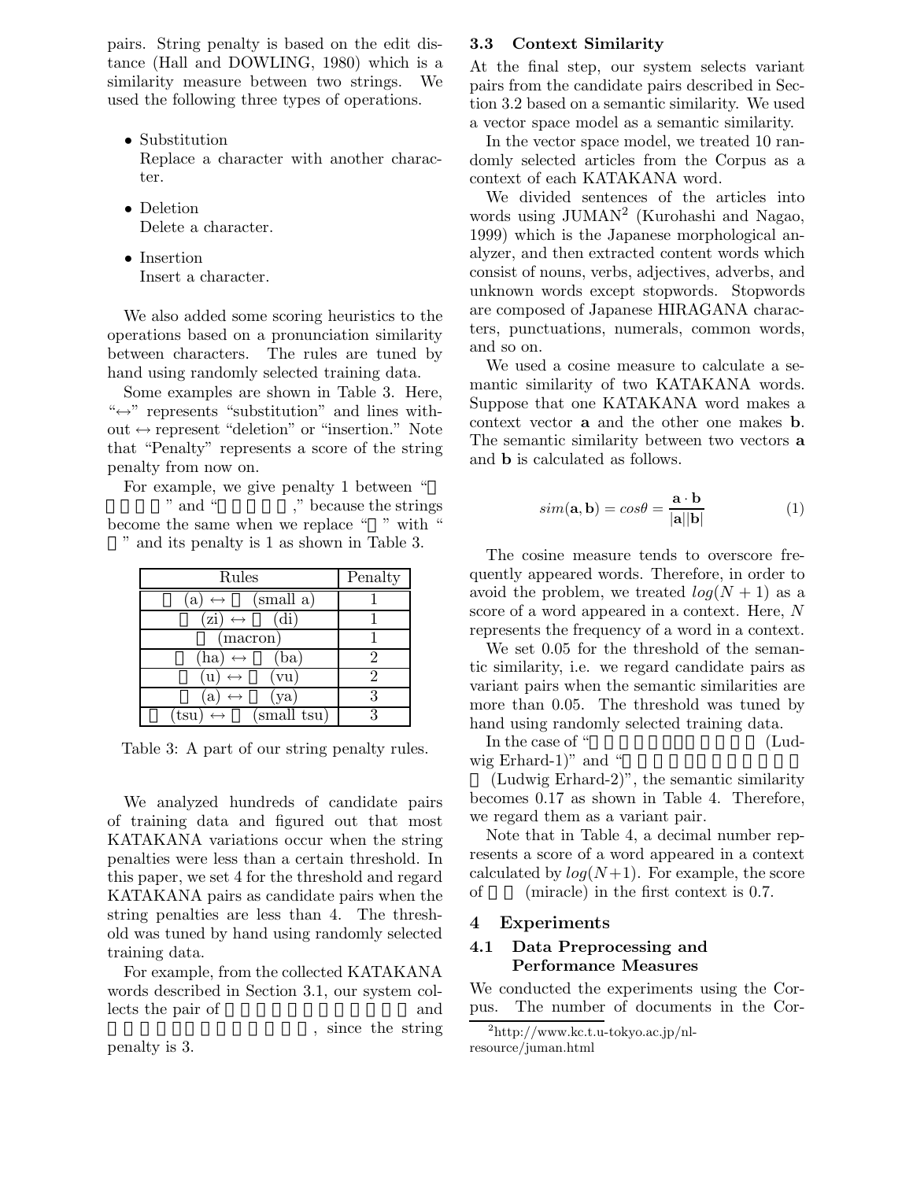pairs. String penalty is based on the edit distance (Hall and DOWLING, 1980) which is a similarity measure between two strings. We used the following three types of operations.

- Substitution
  Replace a character with another character.
- Deletion
  Delete a character.
- Insertion
  Insert a character.

We also added some scoring heuristics to the operations based on a pronunciation similarity between characters. The rules are tuned by hand using randomly selected training data.

Some examples are shown in Table 3. Here, "↔" represents "substitution" and lines without ↔ represent "deletion" or "insertion." Note that "Penalty" represents a score of the string penalty from now on.

For example, we give penalty 1 between " " and " ," because the strings become the same when we replace " " with " " and its penalty is 1 as shown in Table 3.

| Rules | Penalty |
|---|---|
| (a) ↔ (small a) | 1 |
| (zi) ↔ (di) | 1 |
| (macron) | 1 |
| (ha) ↔ (ba) | 2 |
| (u) ↔ (vu) | 2 |
| (a) ↔ (ya) | 3 |
| (tsu) ↔ (small tsu) | 3 |

Table 3: A part of our string penalty rules.

We analyzed hundreds of candidate pairs of training data and figured out that most KATAKANA variations occur when the string penalties were less than a certain threshold. In this paper, we set 4 for the threshold and regard KATAKANA pairs as candidate pairs when the string penalties are less than 4. The threshold was tuned by hand using randomly selected training data.

For example, from the collected KATAKANA words described in Section 3.1, our system collects the pair of and , since the string penalty is 3.

### 3.3 Context Similarity

At the final step, our system selects variant pairs from the candidate pairs described in Section 3.2 based on a semantic similarity. We used a vector space model as a semantic similarity.

In the vector space model, we treated 10 randomly selected articles from the Corpus as a context of each KATAKANA word.

We divided sentences of the articles into words using JUMAN[2] (Kurohashi and Nagao, 1999) which is the Japanese morphological analyzer, and then extracted content words which consist of nouns, verbs, adjectives, adverbs, and unknown words except stopwords. Stopwords are composed of Japanese HIRAGANA characters, punctuations, numerals, common words, and so on.

We used a cosine measure to calculate a semantic similarity of two KATAKANA words. Suppose that one KATAKANA word makes a context vector **a** and the other one makes **b**. The semantic similarity between two vectors **a** and **b** is calculated as follows.

$$sim(\mathbf{a}, \mathbf{b}) = cos\theta = \frac{\mathbf{a} \cdot \mathbf{b}}{|\mathbf{a}||\mathbf{b}|} \quad (1)$$

The cosine measure tends to overscore frequently appeared words. Therefore, in order to avoid the problem, we treated $log(N+1)$ as a score of a word appeared in a context. Here, $N$ represents the frequency of a word in a context.

We set 0.05 for the threshold of the semantic similarity, i.e. we regard candidate pairs as variant pairs when the semantic similarities are more than 0.05. The threshold was tuned by hand using randomly selected training data.

In the case of " (Ludwig Erhard-1)" and " (Ludwig Erhard-2)", the semantic similarity becomes 0.17 as shown in Table 4. Therefore, we regard them as a variant pair.

Note that in Table 4, a decimal number represents a score of a word appeared in a context calculated by $log(N+1)$. For example, the score of (miracle) in the first context is 0.7.

## 4 Experiments

### 4.1 Data Preprocessing and Performance Measures

We conducted the experiments using the Corpus. The number of documents in the Cor-

[2] http://www.kc.t.u-tokyo.ac.jp/nl-resource/juman.html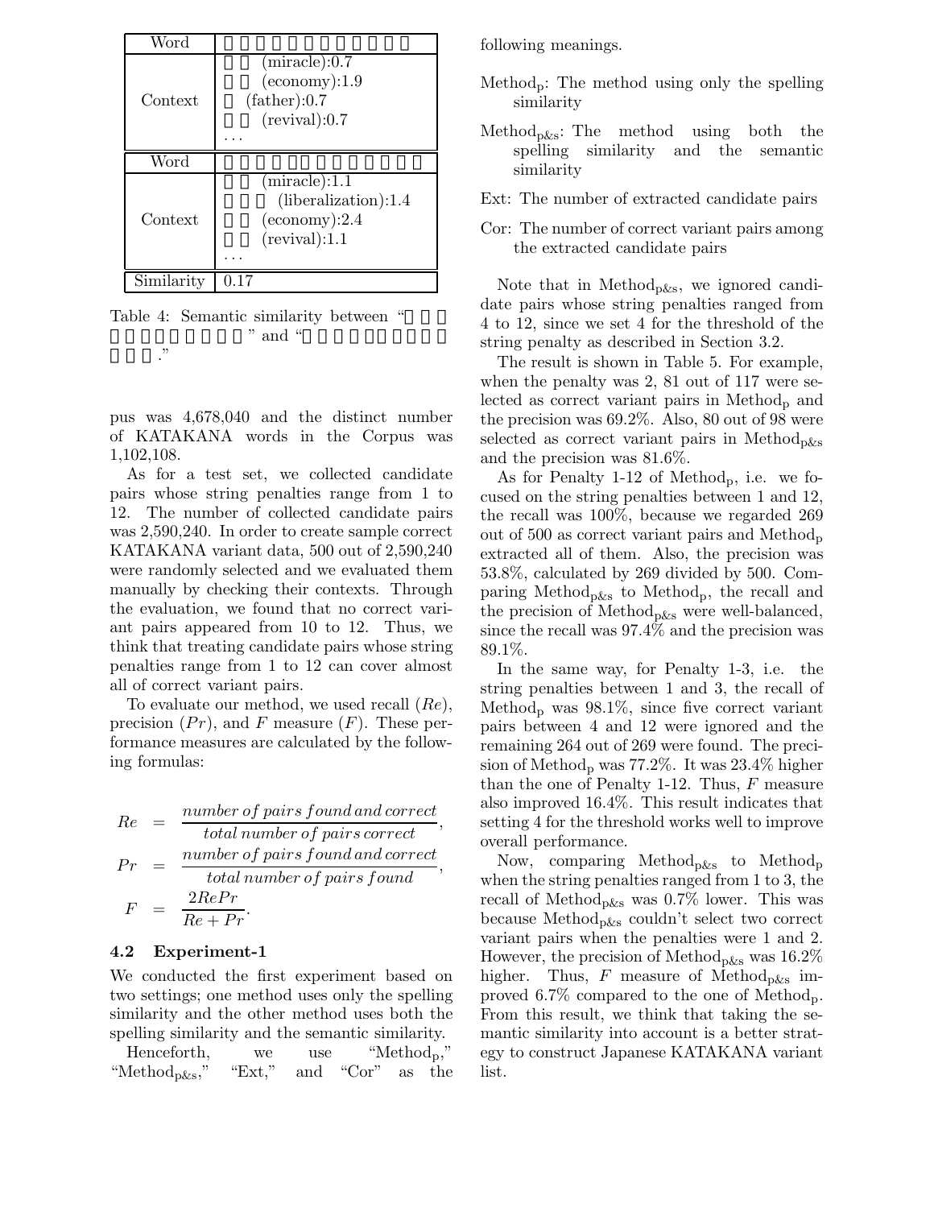| Word | |
|---|---|
| Context | (miracle):0.7<br>(economy):1.9<br>(father):0.7<br>(revival):0.7<br>... |
| Word | |
| Context | (miracle):1.1<br>(liberalization):1.4<br>(economy):2.4<br>(revival):1.1<br>... |
| Similarity | 0.17 |

Table 4: Semantic similarity between " " and " ."

pus was 4,678,040 and the distinct number of KATAKANA words in the Corpus was 1,102,108.

As for a test set, we collected candidate pairs whose string penalties range from 1 to 12. The number of collected candidate pairs was 2,590,240. In order to create sample correct KATAKANA variant data, 500 out of 2,590,240 were randomly selected and we evaluated them manually by checking their contexts. Through the evaluation, we found that no correct variant pairs appeared from 10 to 12. Thus, we think that treating candidate pairs whose string penalties range from 1 to 12 can cover almost all of correct variant pairs.

To evaluate our method, we used recall ($Re$), precision ($Pr$), and $F$ measure ($F$). These performance measures are calculated by the following formulas:

$$
\begin{aligned}
Re &= \frac{number\ of\ pairs\ found\ and\ correct}{total\ number\ of\ pairs\ correct}, \\
Pr &= \frac{number\ of\ pairs\ found\ and\ correct}{total\ number\ of\ pairs\ found}, \\
F &= \frac{2RePr}{Re + Pr}.
\end{aligned}
$$

### 4.2 Experiment-1

We conducted the first experiment based on two settings; one method uses only the spelling similarity and the other method uses both the spelling similarity and the semantic similarity.

Henceforth, we use "$\mathrm{Method_p}$," "$\mathrm{Method_{p\&s}}$," "Ext," and "Cor" as the following meanings.

- $\mathrm{Method_p}$: The method using only the spelling similarity
- $\mathrm{Method_{p\&s}}$: The method using both the spelling similarity and the semantic similarity
- Ext: The number of extracted candidate pairs
- Cor: The number of correct variant pairs among the extracted candidate pairs

Note that in $\mathrm{Method_{p\&s}}$, we ignored candidate pairs whose string penalties ranged from 4 to 12, since we set 4 for the threshold of the string penalty as described in Section 3.2.

The result is shown in Table 5. For example, when the penalty was 2, 81 out of 117 were selected as correct variant pairs in $\mathrm{Method_p}$ and the precision was 69.2%. Also, 80 out of 98 were selected as correct variant pairs in $\mathrm{Method_{p\&s}}$ and the precision was 81.6%.

As for Penalty 1-12 of $\mathrm{Method_p}$, i.e. we focused on the string penalties between 1 and 12, the recall was 100%, because we regarded 269 out of 500 as correct variant pairs and $\mathrm{Method_p}$ extracted all of them. Also, the precision was 53.8%, calculated by 269 divided by 500. Comparing $\mathrm{Method_{p\&s}}$ to $\mathrm{Method_p}$, the recall and the precision of $\mathrm{Method_{p\&s}}$ were well-balanced, since the recall was 97.4% and the precision was 89.1%.

In the same way, for Penalty 1-3, i.e. the string penalties between 1 and 3, the recall of $\mathrm{Method_p}$ was 98.1%, since five correct variant pairs between 4 and 12 were ignored and the remaining 264 out of 269 were found. The precision of $\mathrm{Method_p}$ was 77.2%. It was 23.4% higher than the one of Penalty 1-12. Thus, $F$ measure also improved 16.4%. This result indicates that setting 4 for the threshold works well to improve overall performance.

Now, comparing $\mathrm{Method_{p\&s}}$ to $\mathrm{Method_p}$ when the string penalties ranged from 1 to 3, the recall of $\mathrm{Method_{p\&s}}$ was 0.7% lower. This was because $\mathrm{Method_{p\&s}}$ couldn't select two correct variant pairs when the penalties were 1 and 2. However, the precision of $\mathrm{Method_{p\&s}}$ was 16.2% higher. Thus, $F$ measure of $\mathrm{Method_{p\&s}}$ improved 6.7% compared to the one of $\mathrm{Method_p}$. From this result, we think that taking the semantic similarity into account is a better strategy to construct Japanese KATAKANA variant list.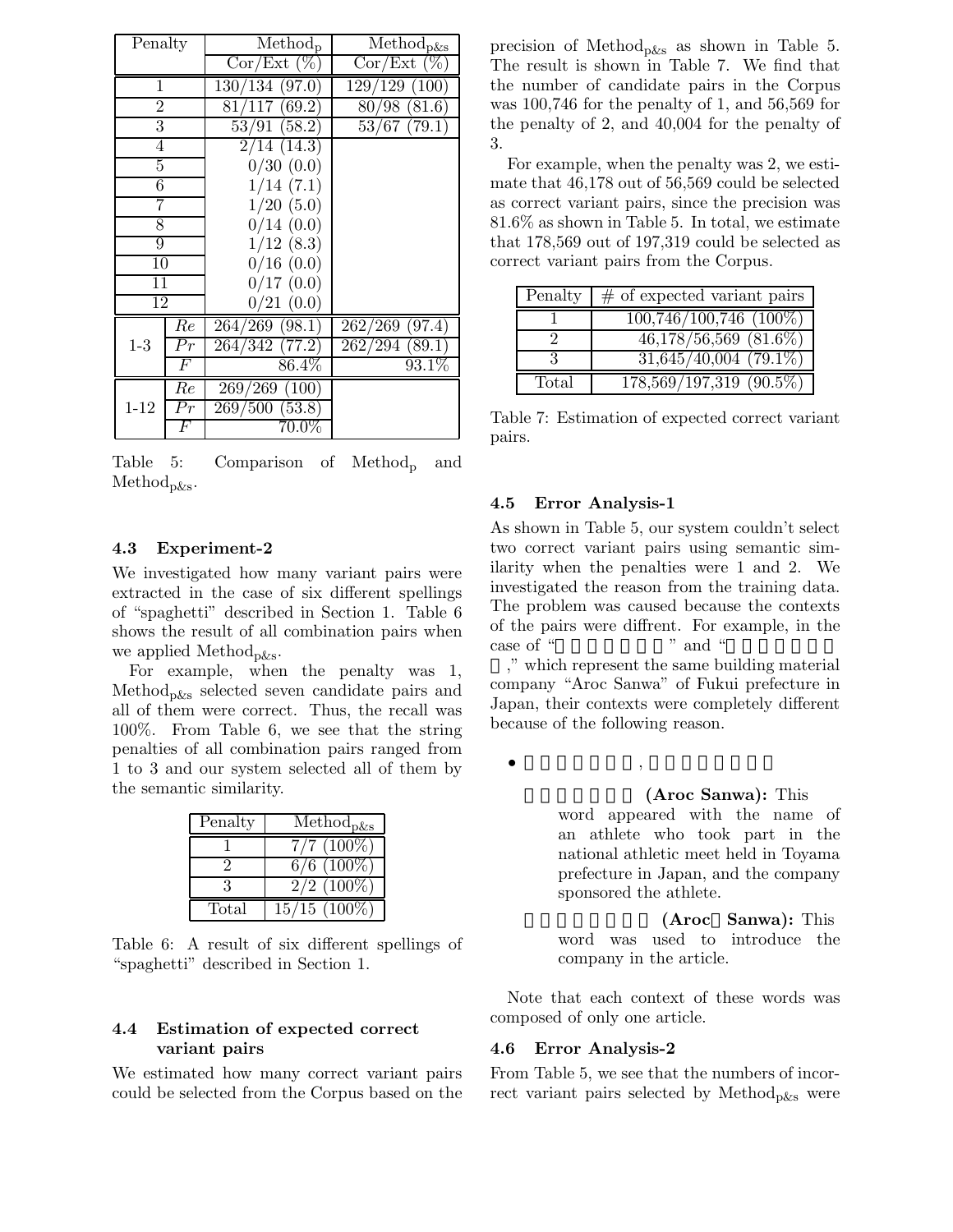| Penalty | | $\text{Method}_\text{p}$ | $\text{Method}_\text{p\&s}$ |
|---|---|---|---|
| | | Cor/Ext (%) | Cor/Ext (%) |
| 1 | | 130/134 (97.0) | 129/129 (100) |
| 2 | | 81/117 (69.2) | 80/98 (81.6) |
| 3 | | 53/91 (58.2) | 53/67 (79.1) |
| 4 | | 2/14 (14.3) | |
| 5 | | 0/30 (0.0) | |
| 6 | | 1/14 (7.1) | |
| 7 | | 1/20 (5.0) | |
| 8 | | 0/14 (0.0) | |
| 9 | | 1/12 (8.3) | |
| 10 | | 0/16 (0.0) | |
| 11 | | 0/17 (0.0) | |
| 12 | | 0/21 (0.0) | |
| 1-3 | *Re* | 264/269 (98.1) | 262/269 (97.4) |
| | *Pr* | 264/342 (77.2) | 262/294 (89.1) |
| | *F* | 86.4% | 93.1% |
| 1-12 | *Re* | 269/269 (100) | |
| | *Pr* | 269/500 (53.8) | |
| | *F* | 70.0% | |

Table 5: Comparison of $\text{Method}_\text{p}$ and $\text{Method}_\text{p\&s}$.

### 4.3 Experiment-2

We investigated how many variant pairs were extracted in the case of six different spellings of "spaghetti" described in Section 1. Table 6 shows the result of all combination pairs when we applied $\text{Method}_\text{p\&s}$.

For example, when the penalty was 1, $\text{Method}_\text{p\&s}$ selected seven candidate pairs and all of them were correct. Thus, the recall was 100%. From Table 6, we see that the string penalties of all combination pairs ranged from 1 to 3 and our system selected all of them by the semantic similarity.

| Penalty | $\text{Method}_\text{p\&s}$ |
|---|---|
| 1 | 7/7 (100%) |
| 2 | 6/6 (100%) |
| 3 | 2/2 (100%) |
| Total | 15/15 (100%) |

Table 6: A result of six different spellings of "spaghetti" described in Section 1.

### 4.4 Estimation of expected correct variant pairs

We estimated how many correct variant pairs could be selected from the Corpus based on the precision of $\text{Method}_\text{p\&s}$ as shown in Table 5. The result is shown in Table 7. We find that the number of candidate pairs in the Corpus was 100,746 for the penalty of 1, and 56,569 for the penalty of 2, and 40,004 for the penalty of 3.

For example, when the penalty was 2, we estimate that 46,178 out of 56,569 could be selected as correct variant pairs, since the precision was 81.6% as shown in Table 5. In total, we estimate that 178,569 out of 197,319 could be selected as correct variant pairs from the Corpus.

| Penalty | # of expected variant pairs |
|---|---|
| 1 | 100,746/100,746 (100%) |
| 2 | 46,178/56,569 (81.6%) |
| 3 | 31,645/40,004 (79.1%) |
| Total | 178,569/197,319 (90.5%) |

Table 7: Estimation of expected correct variant pairs.

### 4.5 Error Analysis-1

As shown in Table 5, our system couldn't select two correct variant pairs using semantic similarity when the penalties were 1 and 2. We investigated the reason from the training data. The problem was caused because the contexts of the pairs were diffrent. For example, in the case of "　　　　　　" and "　　　　　　　," which represent the same building material company "Aroc Sanwa" of Fukui prefecture in Japan, their contexts were completely different because of the following reason.

- 　　　　　　, 　　　　　　　

　　　　　　**(Aroc Sanwa):** This word appeared with the name of an athlete who took part in the national athletic meet held in Toyama prefecture in Japan, and the company sponsored the athlete.

　　　　　　　**(Aroc Sanwa):** This word was used to introduce the company in the article.

Note that each context of these words was composed of only one article.

### 4.6 Error Analysis-2

From Table 5, we see that the numbers of incorrect variant pairs selected by $\text{Method}_\text{p\&s}$ were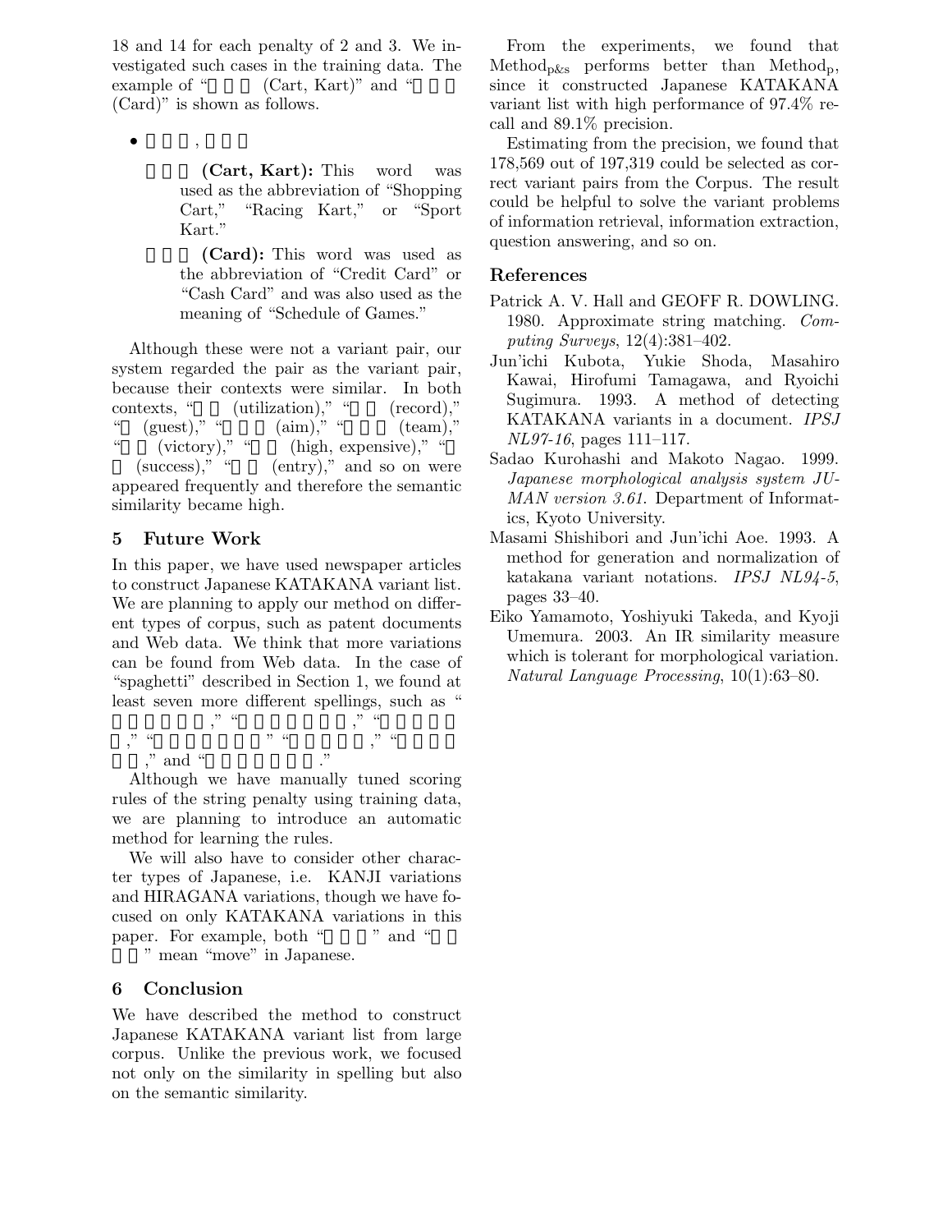18 and 14 for each penalty of 2 and 3. We investigated such cases in the training data. The example of " (Cart, Kart)" and " (Card)" is shown as follows.

- ,

  **(Cart, Kart):** This word was used as the abbreviation of "Shopping Cart," "Racing Kart," or "Sport Kart."

  **(Card):** This word was used as the abbreviation of "Credit Card" or "Cash Card" and was also used as the meaning of "Schedule of Games."

Although these were not a variant pair, our system regarded the pair as the variant pair, because their contexts were similar. In both contexts, " (utilization)," " (record)," " (guest)," " (aim)," " (team)," " (victory)," " (high, expensive)," " (success)," " (entry)," and so on were appeared frequently and therefore the semantic similarity became high.

## 5 Future Work

In this paper, we have used newspaper articles to construct Japanese KATAKANA variant list. We are planning to apply our method on different types of corpus, such as patent documents and Web data. We think that more variations can be found from Web data. In the case of "spaghetti" described in Section 1, we found at least seven more different spellings, such as " ," " ," " ," " " " ," " ," and " ."

Although we have manually tuned scoring rules of the string penalty using training data, we are planning to introduce an automatic method for learning the rules.

We will also have to consider other character types of Japanese, i.e. KANJI variations and HIRAGANA variations, though we have focused on only KATAKANA variations in this paper. For example, both " " and " " mean "move" in Japanese.

## 6 Conclusion

We have described the method to construct Japanese KATAKANA variant list from large corpus. Unlike the previous work, we focused not only on the similarity in spelling but also on the semantic similarity.

From the experiments, we found that $\text{Method}_{\text{p\&s}}$ performs better than $\text{Method}_{\text{p}}$, since it constructed Japanese KATAKANA variant list with high performance of 97.4% recall and 89.1% precision.

Estimating from the precision, we found that 178,569 out of 197,319 could be selected as correct variant pairs from the Corpus. The result could be helpful to solve the variant problems of information retrieval, information extraction, question answering, and so on.

## References

Patrick A. V. Hall and GEOFF R. DOWLING. 1980. Approximate string matching. *Computing Surveys*, 12(4):381–402.

Jun'ichi Kubota, Yukie Shoda, Masahiro Kawai, Hirofumi Tamagawa, and Ryoichi Sugimura. 1993. A method of detecting KATAKANA variants in a document. *IPSJ NL97-16*, pages 111–117.

Sadao Kurohashi and Makoto Nagao. 1999. *Japanese morphological analysis system JUMAN version 3.61*. Department of Informatics, Kyoto University.

Masami Shishibori and Jun'ichi Aoe. 1993. A method for generation and normalization of katakana variant notations. *IPSJ NL94-5*, pages 33–40.

Eiko Yamamoto, Yoshiyuki Takeda, and Kyoji Umemura. 2003. An IR similarity measure which is tolerant for morphological variation. *Natural Language Processing*, 10(1):63–80.